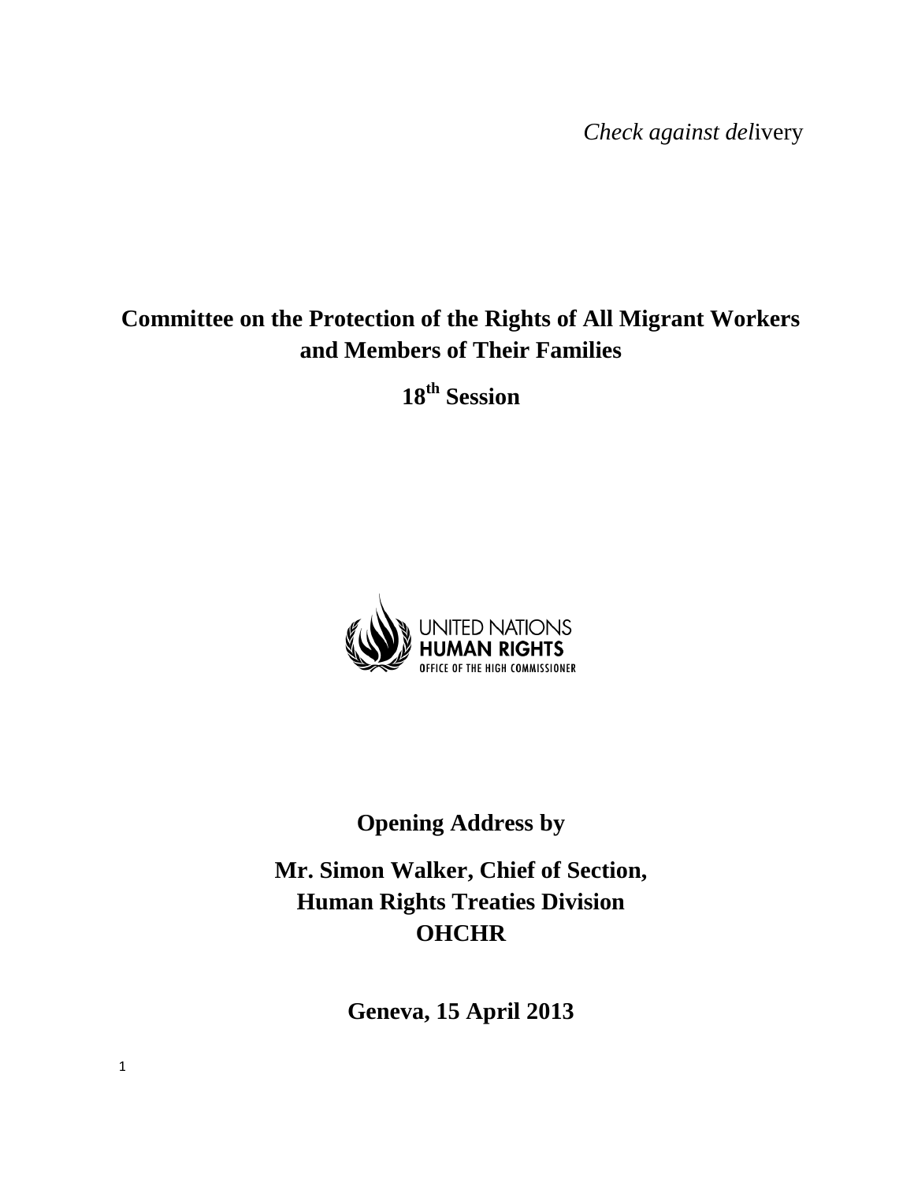*Check against del*ivery

# Committee on the Protection of the Rights of All Migrant Workers and Members of Their Families

## 18th Session

UNITED NATIONS
HUMAN RIGHTS
OFFICE OF THE HIGH COMMISSIONER

**Opening Address by**

**Mr. Simon Walker, Chief of Section, Human Rights Treaties Division OHCHR**

**Geneva, 15 April 2013**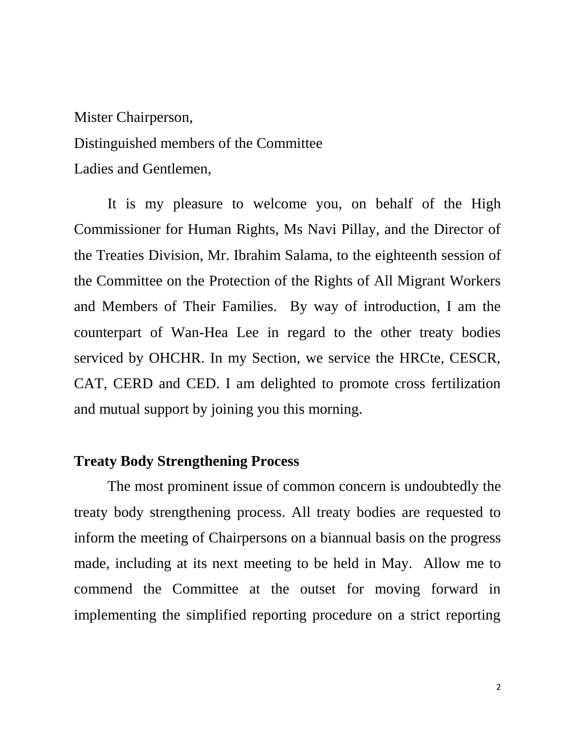Mister Chairperson,

Distinguished members of the Committee

Ladies and Gentlemen,

It is my pleasure to welcome you, on behalf of the High Commissioner for Human Rights, Ms Navi Pillay, and the Director of the Treaties Division, Mr. Ibrahim Salama, to the eighteenth session of the Committee on the Protection of the Rights of All Migrant Workers and Members of Their Families. By way of introduction, I am the counterpart of Wan-Hea Lee in regard to the other treaty bodies serviced by OHCHR. In my Section, we service the HRCte, CESCR, CAT, CERD and CED. I am delighted to promote cross fertilization and mutual support by joining you this morning.

**Treaty Body Strengthening Process**

The most prominent issue of common concern is undoubtedly the treaty body strengthening process. All treaty bodies are requested to inform the meeting of Chairpersons on a biannual basis on the progress made, including at its next meeting to be held in May. Allow me to commend the Committee at the outset for moving forward in implementing the simplified reporting procedure on a strict reporting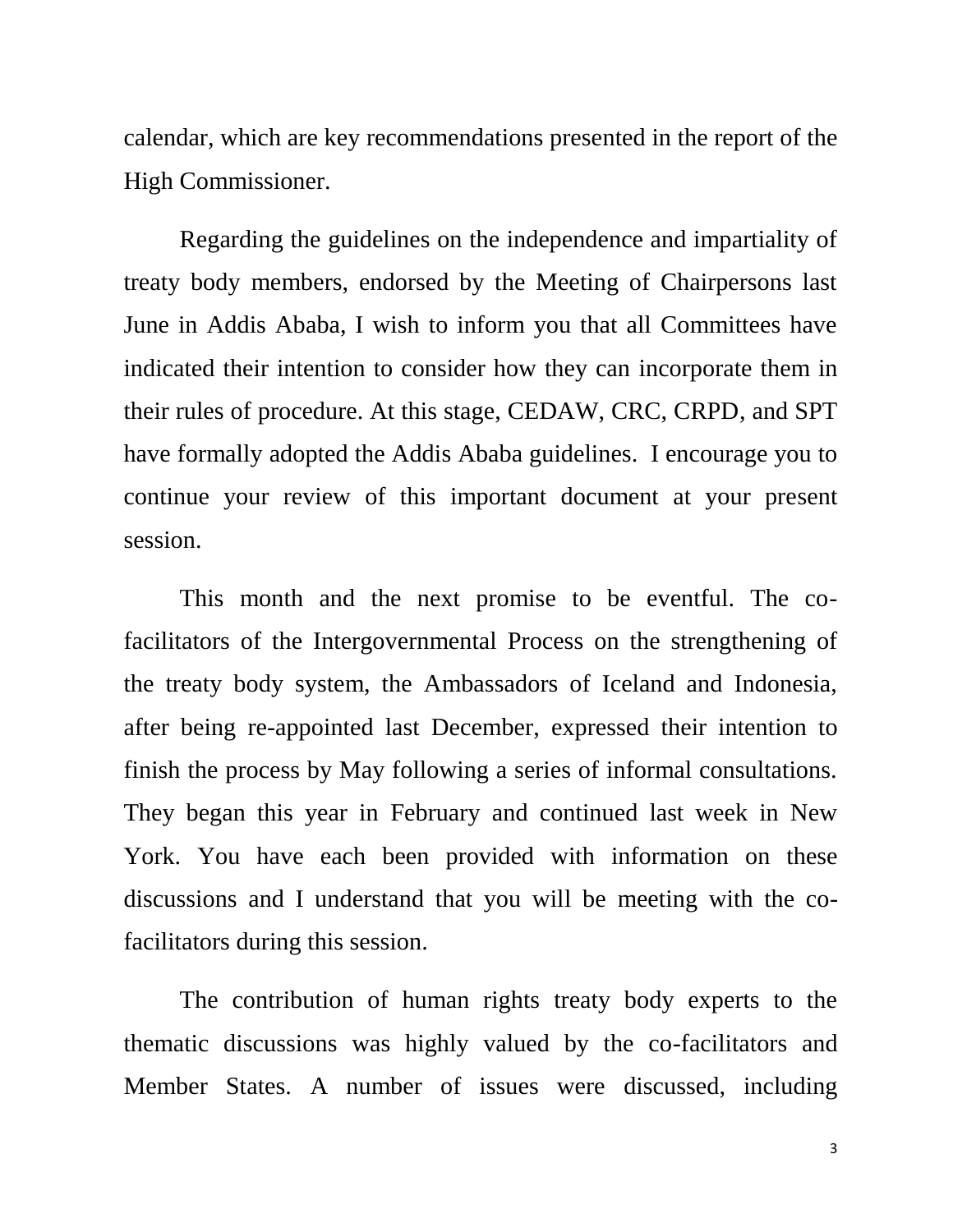calendar, which are key recommendations presented in the report of the High Commissioner.

Regarding the guidelines on the independence and impartiality of treaty body members, endorsed by the Meeting of Chairpersons last June in Addis Ababa, I wish to inform you that all Committees have indicated their intention to consider how they can incorporate them in their rules of procedure. At this stage, CEDAW, CRC, CRPD, and SPT have formally adopted the Addis Ababa guidelines. I encourage you to continue your review of this important document at your present session.

This month and the next promise to be eventful. The co-facilitators of the Intergovernmental Process on the strengthening of the treaty body system, the Ambassadors of Iceland and Indonesia, after being re-appointed last December, expressed their intention to finish the process by May following a series of informal consultations. They began this year in February and continued last week in New York. You have each been provided with information on these discussions and I understand that you will be meeting with the co-facilitators during this session.

The contribution of human rights treaty body experts to the thematic discussions was highly valued by the co-facilitators and Member States. A number of issues were discussed, including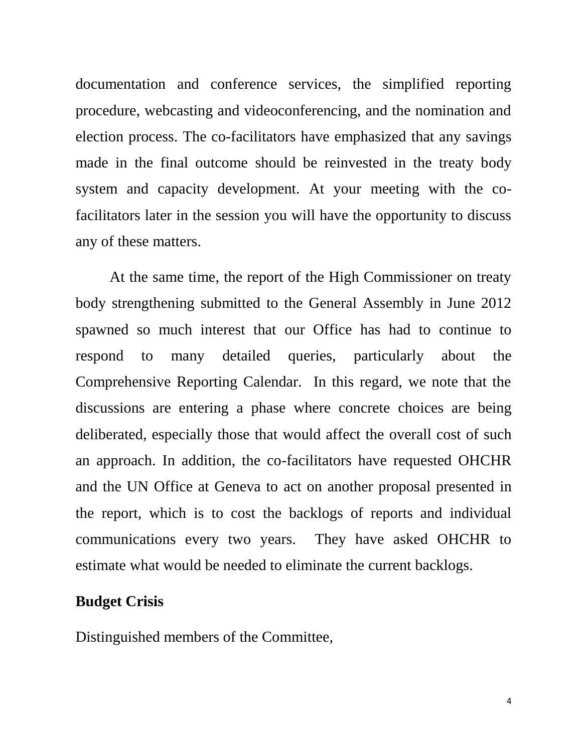documentation and conference services, the simplified reporting procedure, webcasting and videoconferencing, and the nomination and election process. The co-facilitators have emphasized that any savings made in the final outcome should be reinvested in the treaty body system and capacity development. At your meeting with the co-facilitators later in the session you will have the opportunity to discuss any of these matters.

At the same time, the report of the High Commissioner on treaty body strengthening submitted to the General Assembly in June 2012 spawned so much interest that our Office has had to continue to respond to many detailed queries, particularly about the Comprehensive Reporting Calendar. In this regard, we note that the discussions are entering a phase where concrete choices are being deliberated, especially those that would affect the overall cost of such an approach. In addition, the co-facilitators have requested OHCHR and the UN Office at Geneva to act on another proposal presented in the report, which is to cost the backlogs of reports and individual communications every two years. They have asked OHCHR to estimate what would be needed to eliminate the current backlogs.

**Budget Crisis**

Distinguished members of the Committee,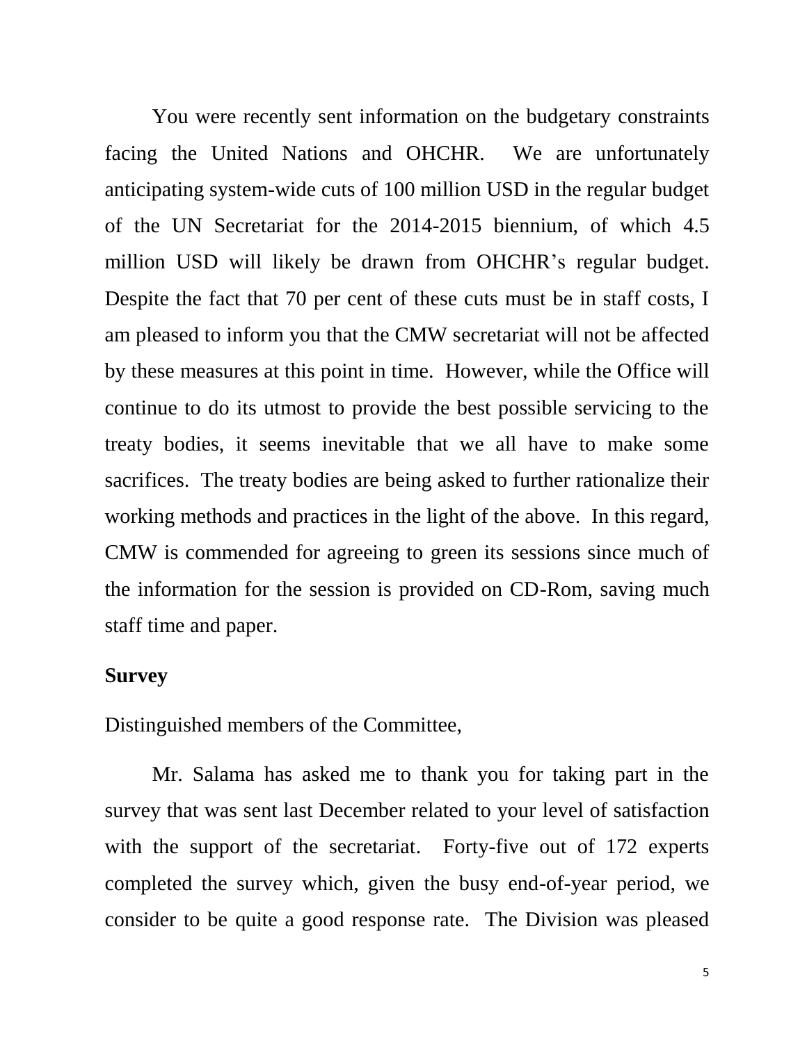You were recently sent information on the budgetary constraints facing the United Nations and OHCHR. We are unfortunately anticipating system-wide cuts of 100 million USD in the regular budget of the UN Secretariat for the 2014-2015 biennium, of which 4.5 million USD will likely be drawn from OHCHR's regular budget. Despite the fact that 70 per cent of these cuts must be in staff costs, I am pleased to inform you that the CMW secretariat will not be affected by these measures at this point in time. However, while the Office will continue to do its utmost to provide the best possible servicing to the treaty bodies, it seems inevitable that we all have to make some sacrifices. The treaty bodies are being asked to further rationalize their working methods and practices in the light of the above. In this regard, CMW is commended for agreeing to green its sessions since much of the information for the session is provided on CD-Rom, saving much staff time and paper.

**Survey**

Distinguished members of the Committee,

Mr. Salama has asked me to thank you for taking part in the survey that was sent last December related to your level of satisfaction with the support of the secretariat. Forty-five out of 172 experts completed the survey which, given the busy end-of-year period, we consider to be quite a good response rate. The Division was pleased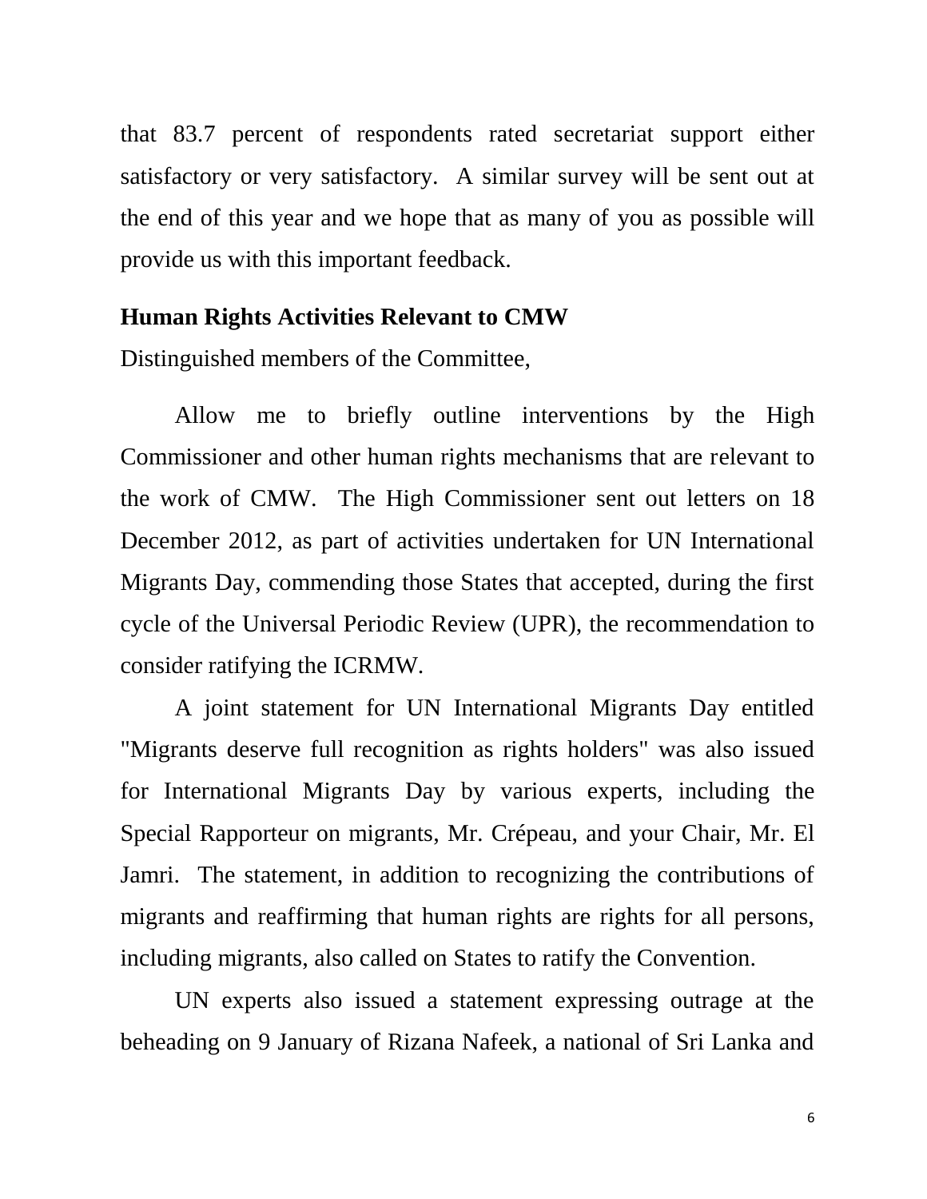that 83.7 percent of respondents rated secretariat support either satisfactory or very satisfactory. A similar survey will be sent out at the end of this year and we hope that as many of you as possible will provide us with this important feedback.

**Human Rights Activities Relevant to CMW**

Distinguished members of the Committee,

Allow me to briefly outline interventions by the High Commissioner and other human rights mechanisms that are relevant to the work of CMW. The High Commissioner sent out letters on 18 December 2012, as part of activities undertaken for UN International Migrants Day, commending those States that accepted, during the first cycle of the Universal Periodic Review (UPR), the recommendation to consider ratifying the ICRMW.

A joint statement for UN International Migrants Day entitled "Migrants deserve full recognition as rights holders" was also issued for International Migrants Day by various experts, including the Special Rapporteur on migrants, Mr. Crépeau, and your Chair, Mr. El Jamri. The statement, in addition to recognizing the contributions of migrants and reaffirming that human rights are rights for all persons, including migrants, also called on States to ratify the Convention.

UN experts also issued a statement expressing outrage at the beheading on 9 January of Rizana Nafeek, a national of Sri Lanka and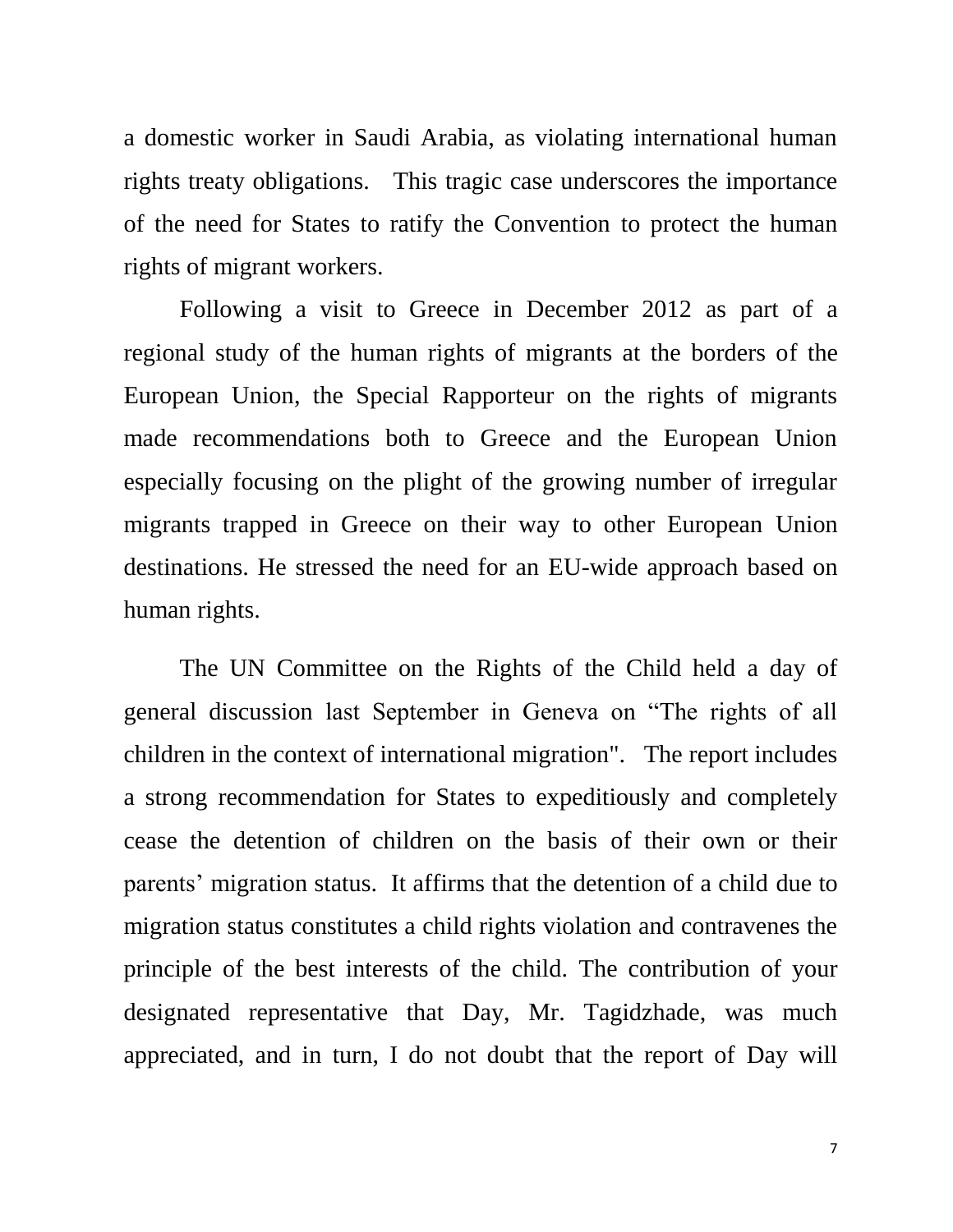a domestic worker in Saudi Arabia, as violating international human rights treaty obligations. This tragic case underscores the importance of the need for States to ratify the Convention to protect the human rights of migrant workers.

Following a visit to Greece in December 2012 as part of a regional study of the human rights of migrants at the borders of the European Union, the Special Rapporteur on the rights of migrants made recommendations both to Greece and the European Union especially focusing on the plight of the growing number of irregular migrants trapped in Greece on their way to other European Union destinations. He stressed the need for an EU-wide approach based on human rights.

The UN Committee on the Rights of the Child held a day of general discussion last September in Geneva on "The rights of all children in the context of international migration". The report includes a strong recommendation for States to expeditiously and completely cease the detention of children on the basis of their own or their parents' migration status. It affirms that the detention of a child due to migration status constitutes a child rights violation and contravenes the principle of the best interests of the child. The contribution of your designated representative that Day, Mr. Tagidzhade, was much appreciated, and in turn, I do not doubt that the report of Day will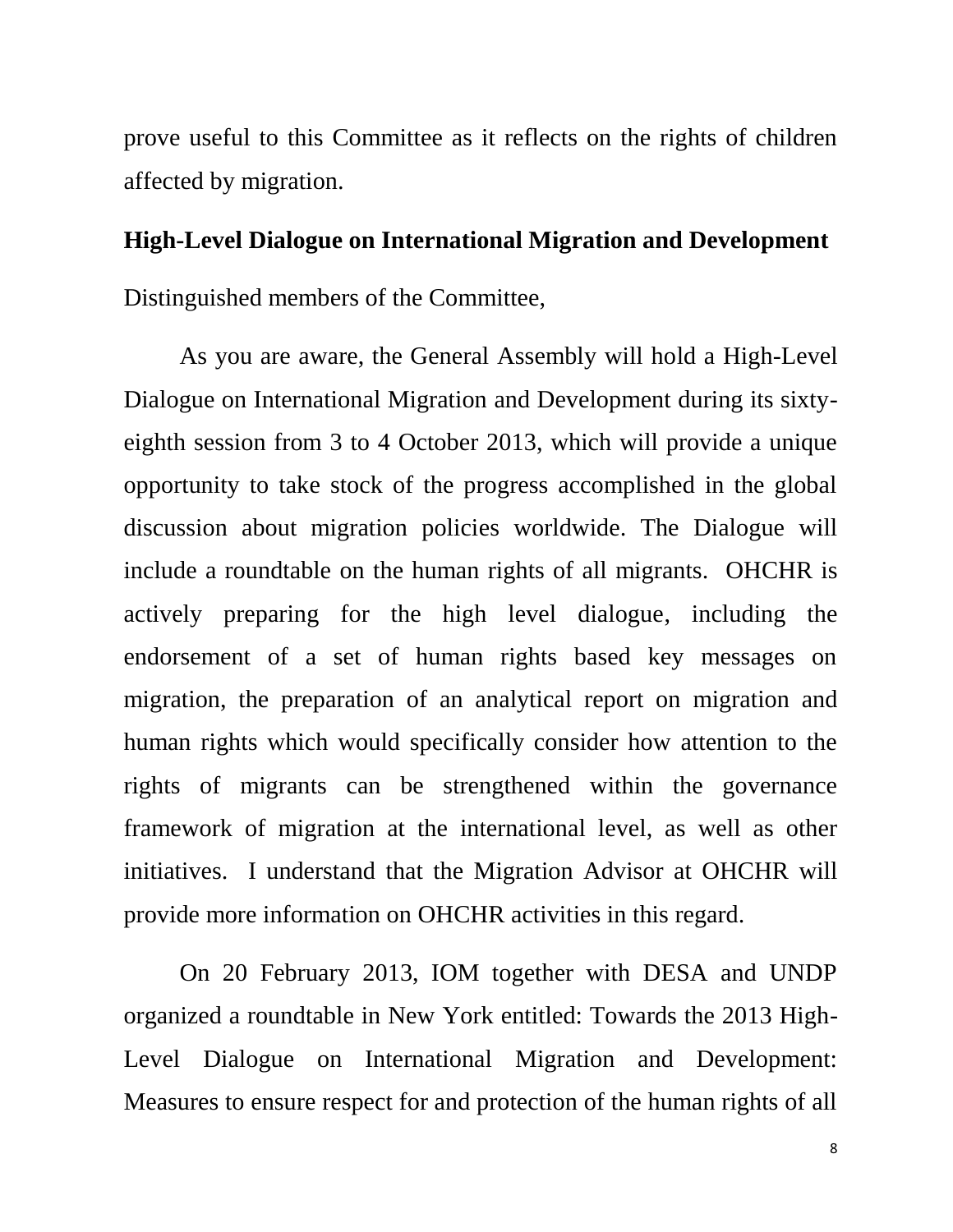prove useful to this Committee as it reflects on the rights of children affected by migration.

## High-Level Dialogue on International Migration and Development

Distinguished members of the Committee,

As you are aware, the General Assembly will hold a High-Level Dialogue on International Migration and Development during its sixty-eighth session from 3 to 4 October 2013, which will provide a unique opportunity to take stock of the progress accomplished in the global discussion about migration policies worldwide. The Dialogue will include a roundtable on the human rights of all migrants. OHCHR is actively preparing for the high level dialogue, including the endorsement of a set of human rights based key messages on migration, the preparation of an analytical report on migration and human rights which would specifically consider how attention to the rights of migrants can be strengthened within the governance framework of migration at the international level, as well as other initiatives. I understand that the Migration Advisor at OHCHR will provide more information on OHCHR activities in this regard.

On 20 February 2013, IOM together with DESA and UNDP organized a roundtable in New York entitled: Towards the 2013 High-Level Dialogue on International Migration and Development: Measures to ensure respect for and protection of the human rights of all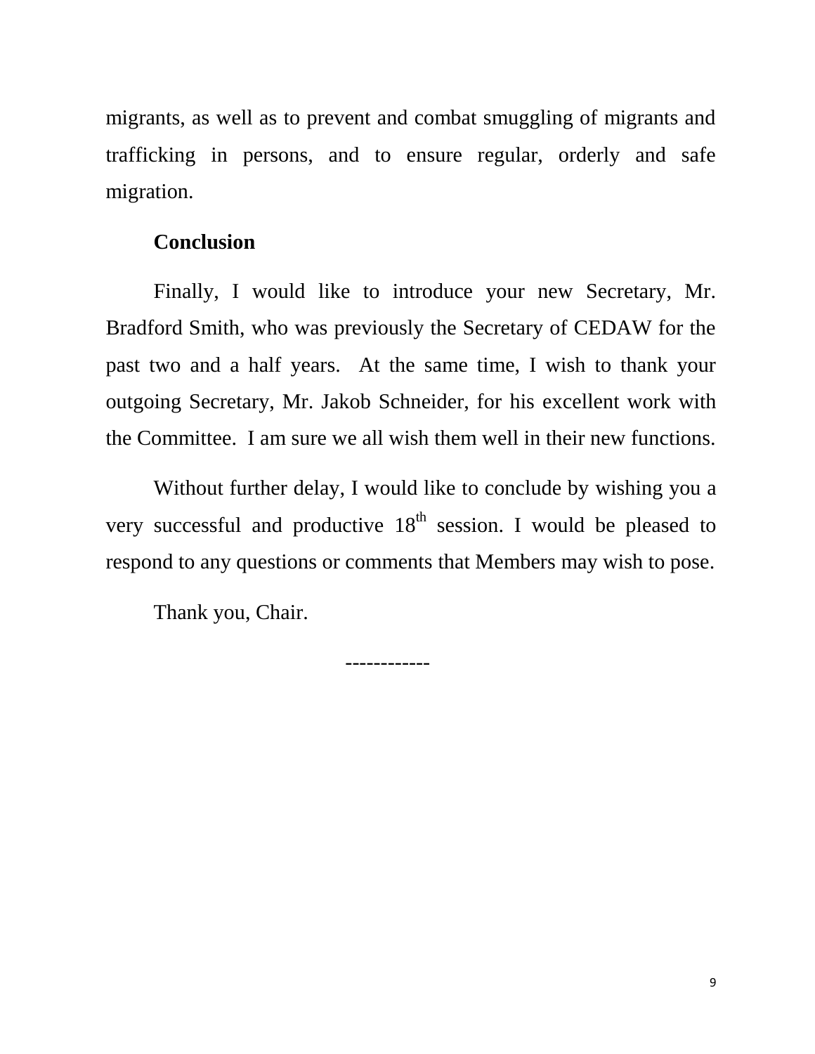migrants, as well as to prevent and combat smuggling of migrants and trafficking in persons, and to ensure regular, orderly and safe migration.

**Conclusion**

Finally, I would like to introduce your new Secretary, Mr. Bradford Smith, who was previously the Secretary of CEDAW for the past two and a half years. At the same time, I wish to thank your outgoing Secretary, Mr. Jakob Schneider, for his excellent work with the Committee. I am sure we all wish them well in their new functions.

Without further delay, I would like to conclude by wishing you a very successful and productive 18th session. I would be pleased to respond to any questions or comments that Members may wish to pose.

Thank you, Chair.

------------